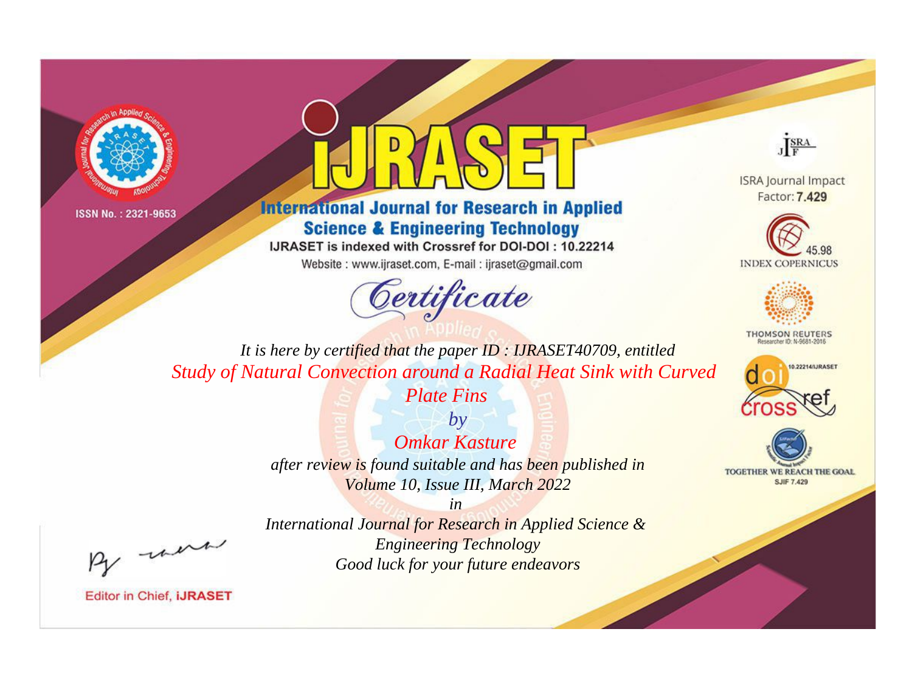ISSN No. : 2321-9653

# IJRASET

## International Journal for Research in Applied Science & Engineering Technology

IJRASET is indexed with Crossref for DOI-DOI : 10.22214

Website : www.ijraset.com, E-mail : ijraset@gmail.com

ISRA Journal Impact Factor: **7.429**

45.98 INDEX COPERNICUS

THOMSON REUTERS Researcher ID: N-9681-2016

10.22214/IJRASET

TOGETHER WE REACH THE GOAL SJIF 7.429

## *Certificate*

*It is here by certified that the paper ID : IJRASET40709, entitled*

*Study of Natural Convection around a Radial Heat Sink with Curved Plate Fins*

*by*

*Omkar Kasture*

*after review is found suitable and has been published in*

*Volume 10, Issue III, March 2022*

*in*

*International Journal for Research in Applied Science & Engineering Technology*

*Good luck for your future endeavors*

Editor in Chief, IJRASET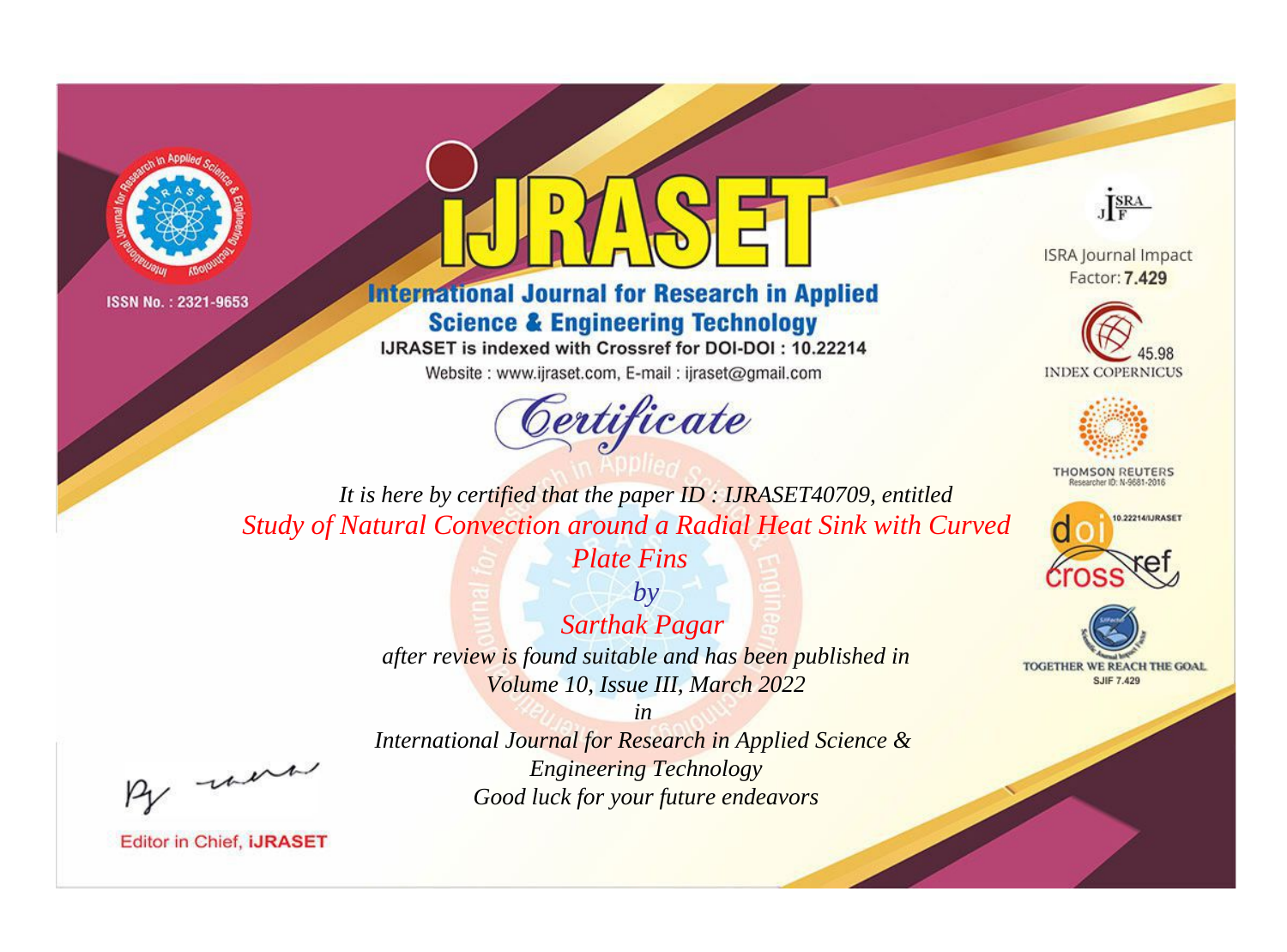ISSN No. : 2321-9653

# IJRASET

## International Journal for Research in Applied Science & Engineering Technology

IJRASET is indexed with Crossref for DOI-DOI : 10.22214

Website : www.ijraset.com, E-mail : ijraset@gmail.com

# Certificate

*It is here by certified that the paper ID : IJRASET40709, entitled*

*Study of Natural Convection around a Radial Heat Sink with Curved Plate Fins*

*by*

*Sarthak Pagar*

*after review is found suitable and has been published in*

*Volume 10, Issue III, March 2022*

*in*

*International Journal for Research in Applied Science & Engineering Technology*

*Good luck for your future endeavors*

ISRA Journal Impact Factor: **7.429**

45.98 INDEX COPERNICUS

THOMSON REUTERS Researcher ID: N-9681-2016

10.22214/IJRASET

TOGETHER WE REACH THE GOAL SJIF 7.429

Editor in Chief, **iJRASET**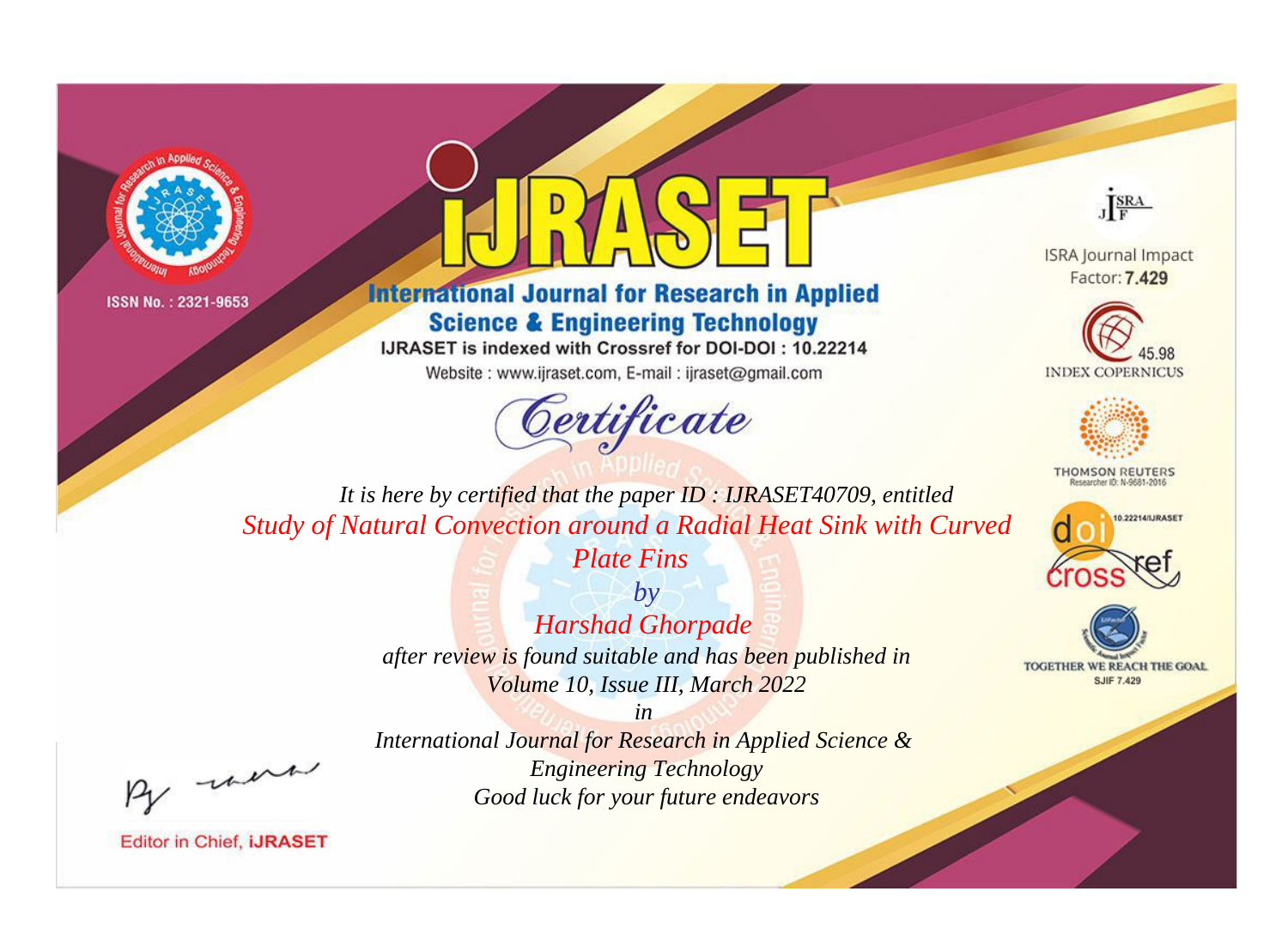ISSN No. : 2321-9653

# iJRASET

## International Journal for Research in Applied Science & Engineering Technology

IJRASET is indexed with Crossref for DOI-DOI : 10.22214

Website : www.ijraset.com, E-mail : ijraset@gmail.com

ISRA Journal Impact Factor: **7.429**

45.98 INDEX COPERNICUS

THOMSON REUTERS Researcher ID: N-9681-2016

10.22214/IJRASET

TOGETHER WE REACH THE GOAL SJIF 7.429

# *Certificate*

*It is here by certified that the paper ID : IJRASET40709, entitled*

*Study of Natural Convection around a Radial Heat Sink with Curved Plate Fins*

*by*

*Harshad Ghorpade*

*after review is found suitable and has been published in*

*Volume 10, Issue III, March 2022*

*in*

*International Journal for Research in Applied Science & Engineering Technology*

*Good luck for your future endeavors*

Editor in Chief, **iJRASET**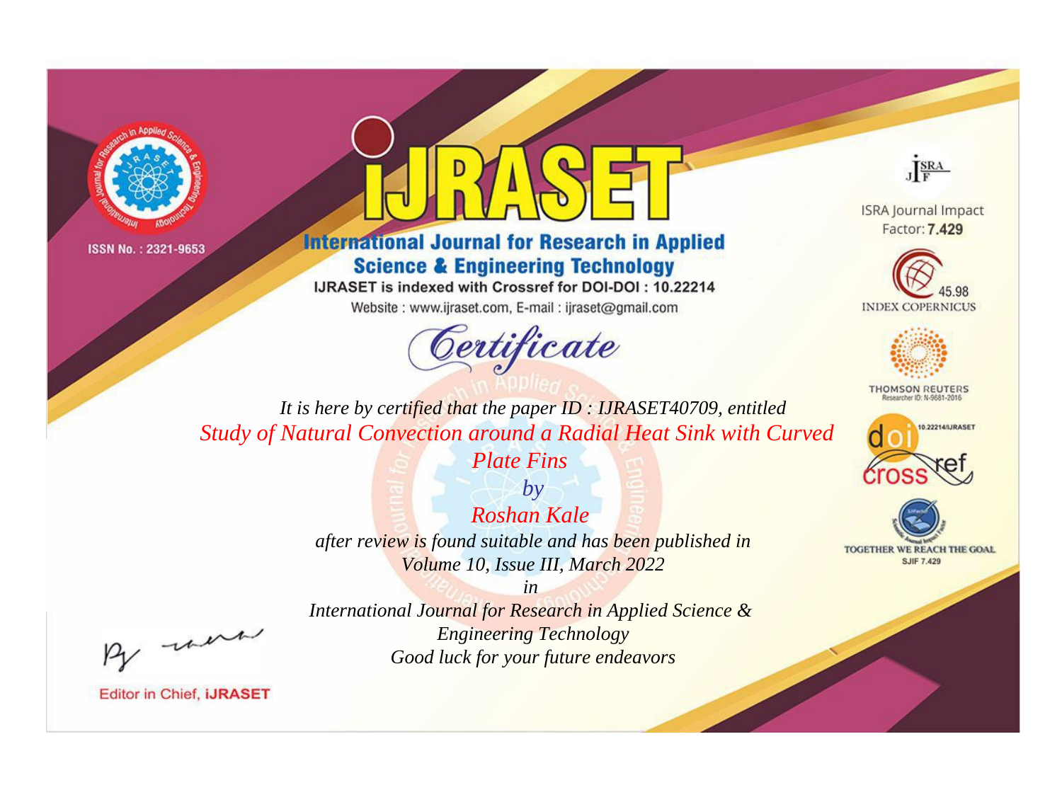ISSN No. : 2321-9653

# iJRASET

## International Journal for Research in Applied Science & Engineering Technology

IJRASET is indexed with Crossref for DOI-DOI : 10.22214

Website : www.ijraset.com, E-mail : ijraset@gmail.com

ISRA Journal Impact Factor: **7.429**

45.98 INDEX COPERNICUS

THOMSON REUTERS Researcher ID: N-9681-2016

10.22214/IJRASET

TOGETHER WE REACH THE GOAL SJIF 7.429

*Certificate*

*It is here by certified that the paper ID : IJRASET40709, entitled*

*Study of Natural Convection around a Radial Heat Sink with Curved Plate Fins*

*by*

*Roshan Kale*

*after review is found suitable and has been published in*

*Volume 10, Issue III, March 2022*

*in*

*International Journal for Research in Applied Science & Engineering Technology*

*Good luck for your future endeavors*

Editor in Chief, **iJRASET**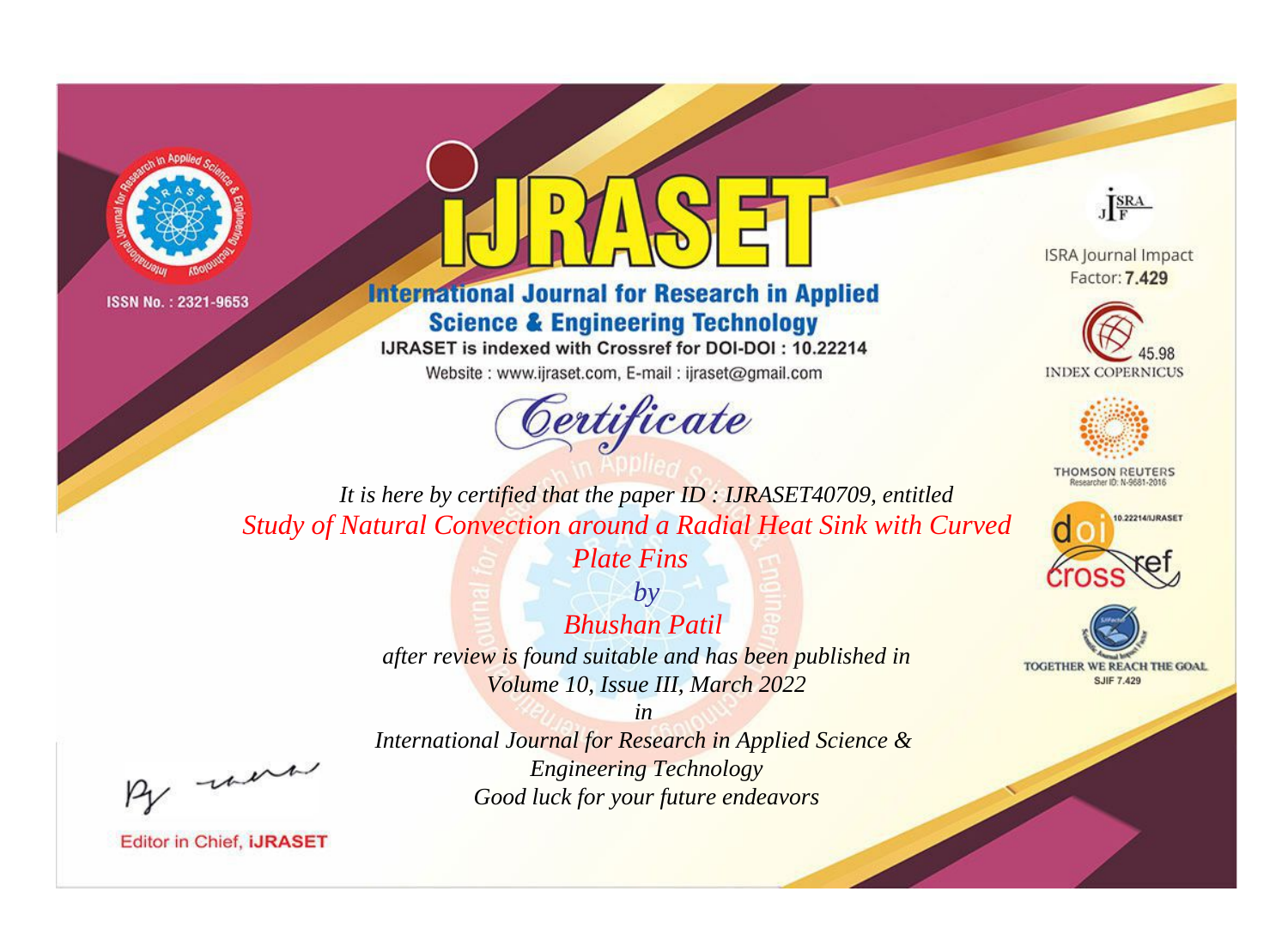ISSN No. : 2321-9653

# iJRASET

## International Journal for Research in Applied Science & Engineering Technology

IJRASET is indexed with Crossref for DOI-DOI : 10.22214

Website : www.ijraset.com, E-mail : ijraset@gmail.com

ISRA Journal Impact Factor: **7.429**

45.98 INDEX COPERNICUS

THOMSON REUTERS Researcher ID: N-9681-2016

10.22214/IJRASET

TOGETHER WE REACH THE GOAL SJIF 7.429

# *Certificate*

*It is here by certified that the paper ID : IJRASET40709, entitled*

*Study of Natural Convection around a Radial Heat Sink with Curved Plate Fins*

*by*

*Bhushan Patil*

*after review is found suitable and has been published in*

*Volume 10, Issue III, March 2022*

*in*

*International Journal for Research in Applied Science & Engineering Technology*

*Good luck for your future endeavors*

Editor in Chief, **iJRASET**